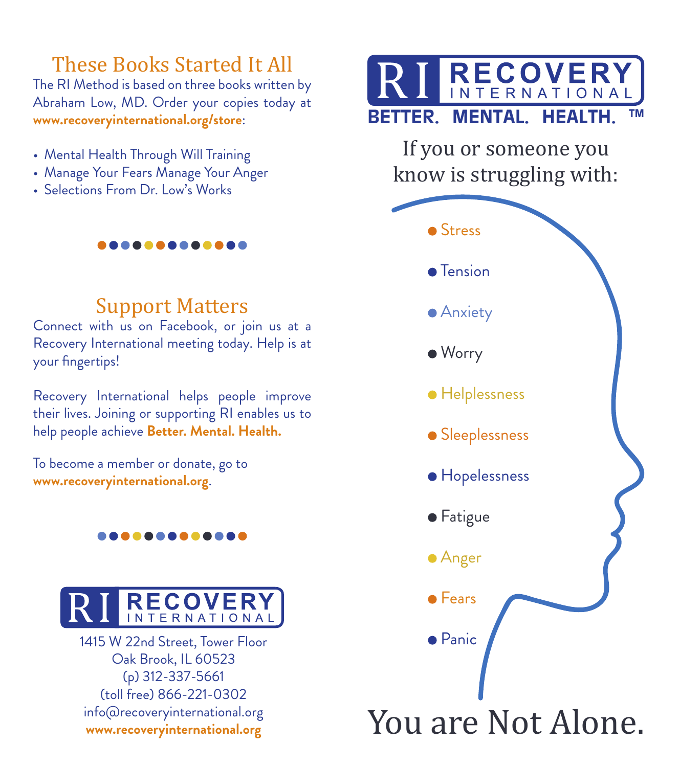## These Books Started It All

The RI Method is based on three books written by Abraham Low, MD. Order your copies today at **www.recoveryinternational.org/store**:

- Mental Health Through Will Training
- Manage Your Fears Manage Your Anger
- Selections From Dr. Low's Works

## Support Matters

Connect with us on Facebook, or join us at a Recovery International meeting today. Help is at your fingertips!

Recovery International helps people improve their lives. Joining or supporting RI enables us to help people achieve **Better. Mental. Health.**

To become a member or donate, go to **www.recoveryinternational.org**.

RI RECOVERY INTERNATIONAL

1415 W 22nd Street, Tower Floor
Oak Brook, IL 60523
(p) 312-337-5661
(toll free) 866-221-0302
info@recoveryinternational.org
**www.recoveryinternational.org**

# RI RECOVERY INTERNATIONAL

**BETTER. MENTAL. HEALTH.™**

If you or someone you know is struggling with:

- Stress
- Tension
- Anxiety
- Worry
- Helplessness
- Sleeplessness
- Hopelessness
- Fatigue
- Anger
- Fears
- Panic

# You are Not Alone.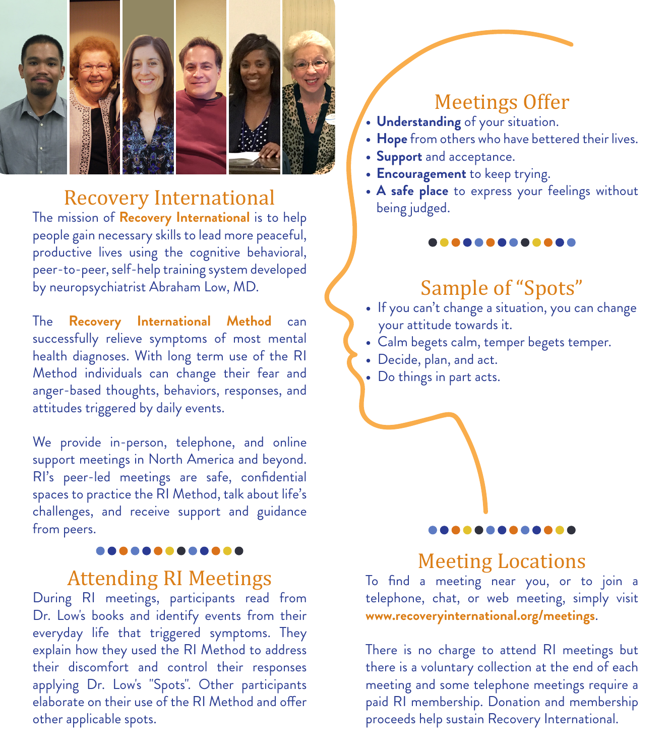## Recovery International

The mission of **Recovery International** is to help people gain necessary skills to lead more peaceful, productive lives using the cognitive behavioral, peer-to-peer, self-help training system developed by neuropsychiatrist Abraham Low, MD.

The **Recovery International Method** can successfully relieve symptoms of most mental health diagnoses. With long term use of the RI Method individuals can change their fear and anger-based thoughts, behaviors, responses, and attitudes triggered by daily events.

We provide in-person, telephone, and online support meetings in North America and beyond. RI's peer-led meetings are safe, confidential spaces to practice the RI Method, talk about life's challenges, and receive support and guidance from peers.

## Attending RI Meetings

During RI meetings, participants read from Dr. Low's books and identify events from their everyday life that triggered symptoms. They explain how they used the RI Method to address their discomfort and control their responses applying Dr. Low's "Spots". Other participants elaborate on their use of the RI Method and offer other applicable spots.

## Meetings Offer

- **Understanding** of your situation.
- **Hope** from others who have bettered their lives.
- **Support** and acceptance.
- **Encouragement** to keep trying.
- **A safe place** to express your feelings without being judged.

## Sample of "Spots"

- If you can't change a situation, you can change your attitude towards it.
- Calm begets calm, temper begets temper.
- Decide, plan, and act.
- Do things in part acts.

## Meeting Locations

To find a meeting near you, or to join a telephone, chat, or web meeting, simply visit **www.recoveryinternational.org/meetings**.

There is no charge to attend RI meetings but there is a voluntary collection at the end of each meeting and some telephone meetings require a paid RI membership. Donation and membership proceeds help sustain Recovery International.